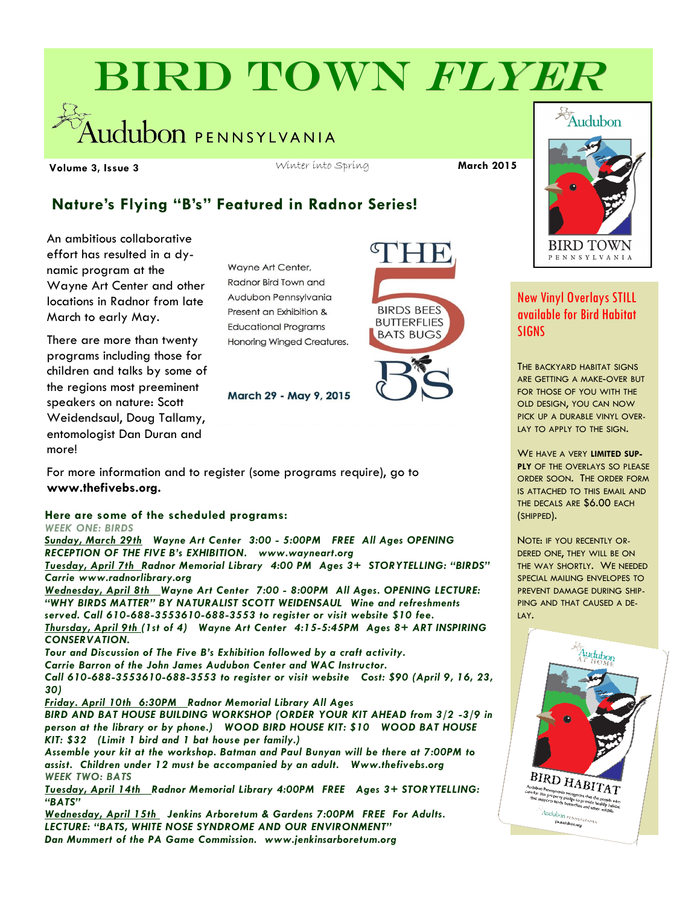# BIRD TOWN *FLYER*

Audubon PENNSYLVANIA

**Volume 3, Issue 3** Winter into Spring **March 2015**

## Nature's Flying "B's" Featured in Radnor Series!

An ambitious collaborative effort has resulted in a dynamic program at the Wayne Art Center and other locations in Radnor from late March to early May.

There are more than twenty programs including those for children and talks by some of the regions most preeminent speakers on nature: Scott Weidendsaul, Doug Tallamy, entomologist Dan Duran and more!

Wayne Art Center, Radnor Bird Town and Audubon Pennsylvania Present an Exhibition & Educational Programs Honoring Winged Creatures.

THE 5 B'S
BIRDS BEES BUTTERFLIES BATS BUGS

**March 29 - May 9, 2015**

For more information and to register (some programs require), go to **www.thefivebs.org.**

**Here are some of the scheduled programs:**

***WEEK ONE: BIRDS***

***Sunday, March 29th** Wayne Art Center 3:00 - 5:00PM FREE All Ages OPENING RECEPTION OF THE FIVE B's EXHIBITION. www.wayneart.org*

***Tuesday, April 7th** Radnor Memorial Library 4:00 PM Ages 3+ STORYTELLING: "BIRDS" Carrie www.radnorlibrary.org*

***Wednesday, April 8th** Wayne Art Center 7:00 - 8:00PM All Ages. OPENING LECTURE: "WHY BIRDS MATTER" BY NATURALIST SCOTT WEIDENSAUL Wine and refreshments served. Call 610-688-3553610-688-3553 to register or visit website $10 fee.*

***Thursday, April 9th** (1st of 4) Wayne Art Center 4:15-5:45PM Ages 8+ ART INSPIRING CONSERVATION.*

*Tour and Discussion of The Five B's Exhibition followed by a craft activity.*

*Carrie Barron of the John James Audubon Center and WAC Instructor.*

*Call 610-688-3553610-688-3553 to register or visit website Cost: $90 (April 9, 16, 23, 30)*

***Friday. April 10th 6:30PM** Radnor Memorial Library All Ages*

*BIRD AND BAT HOUSE BUILDING WORKSHOP (ORDER YOUR KIT AHEAD from 3/2 -3/9 in person at the library or by phone.) WOOD BIRD HOUSE KIT: $10 WOOD BAT HOUSE KIT: $32 (Limit 1 bird and 1 bat house per family.)*

*Assemble your kit at the workshop. Batman and Paul Bunyan will be there at 7:00PM to assist. Children under 12 must be accompanied by an adult. Www.thefivebs.org*

***WEEK TWO: BATS***

***Tuesday, April 14th** Radnor Memorial Library 4:00PM FREE Ages 3+ STORYTELLING: "BATS"*

***Wednesday, April 15th** Jenkins Arboretum & Gardens 7:00PM FREE For Adults. LECTURE: "BATS, WHITE NOSE SYNDROME AND OUR ENVIRONMENT" Dan Mummert of the PA Game Commission. www.jenkinsarboretum.org*

---

Audubon BIRD TOWN PENNSYLVANIA

### New Vinyl Overlays STILL available for Bird Habitat SIGNS

THE BACKYARD HABITAT SIGNS ARE GETTING A MAKE-OVER BUT FOR THOSE OF YOU WITH THE OLD DESIGN, YOU CAN NOW PICK UP A DURABLE VINYL OVERLAY TO APPLY TO THE SIGN.

WE HAVE A VERY **LIMITED SUPPLY** OF THE OVERLAYS SO PLEASE ORDER SOON. THE ORDER FORM IS ATTACHED TO THIS EMAIL AND THE DECALS ARE $6.00 EACH (SHIPPED).

NOTE: IF YOU RECENTLY ORDERED ONE, THEY WILL BE ON THE WAY SHORTLY. WE NEEDED SPECIAL MAILING ENVELOPES TO PREVENT DAMAGE DURING SHIPPING AND THAT CAUSED A DELAY.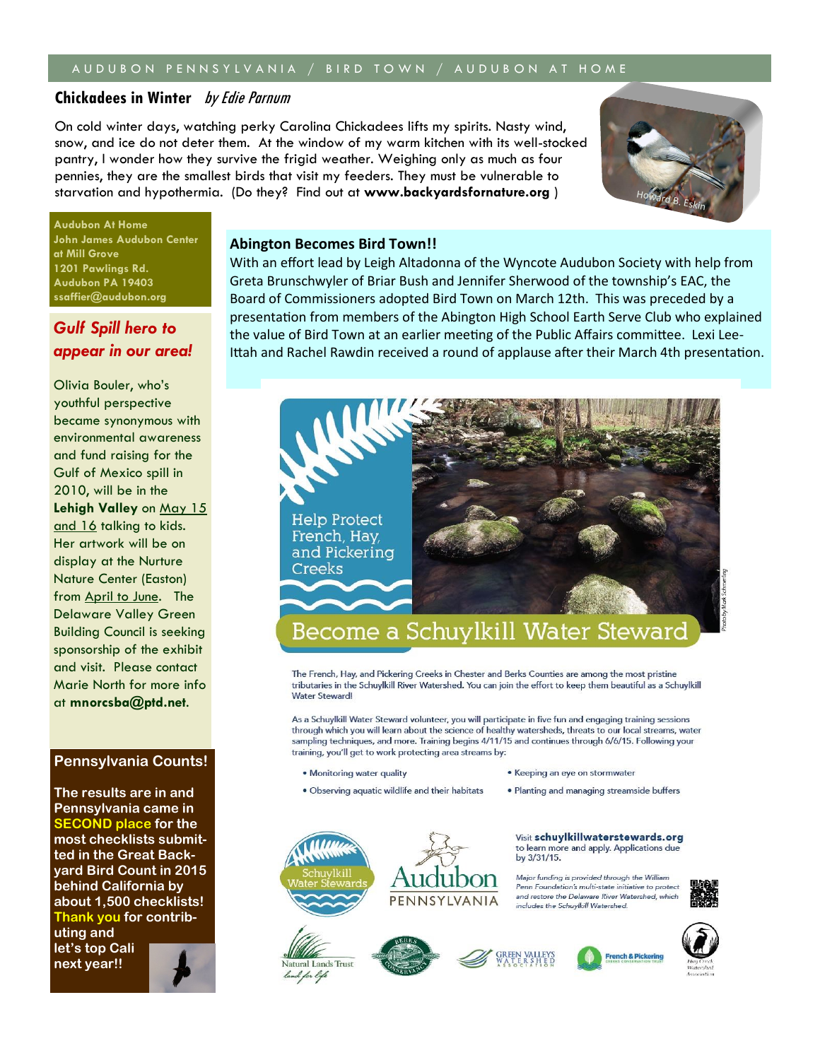## Chickadees in Winter *by Edie Parnum*

On cold winter days, watching perky Carolina Chickadees lifts my spirits. Nasty wind, snow, and ice do not deter them. At the window of my warm kitchen with its well-stocked pantry, I wonder how they survive the frigid weather. Weighing only as much as four pennies, they are the smallest birds that visit my feeders. They must be vulnerable to starvation and hypothermia. (Do they? Find out at **www.backyardsfornature.org** )

Howard B. Eskin

**Audubon At Home**
**John James Audubon Center at Mill Grove**
**1201 Pawlings Rd.**
**Audubon PA 19403**
**ssaffier@audubon.org**

## *Gulf Spill hero to appear in our area!*

Olivia Bouler, who's youthful perspective became synonymous with environmental awareness and fund raising for the Gulf of Mexico spill in 2010, will be in the **Lehigh Valley** on May 15 and 16 talking to kids. Her artwork will be on display at the Nurture Nature Center (Easton) from April to June. The Delaware Valley Green Building Council is seeking sponsorship of the exhibit and visit. Please contact Marie North for more info at **mnorcsba@ptd.net**.

## Pennsylvania Counts!

**The results are in and Pennsylvania came in SECOND place for the most checklists submitted in the Great Backyard Bird Count in 2015 behind California by about 1,500 checklists! Thank you for contributing and let's top Cali next year!!**

## Abington Becomes Bird Town!!

With an effort lead by Leigh Altadonna of the Wyncote Audubon Society with help from Greta Brunschwyler of Briar Bush and Jennifer Sherwood of the township's EAC, the Board of Commissioners adopted Bird Town on March 12th. This was preceded by a presentation from members of the Abington High School Earth Serve Club who explained the value of Bird Town at an earlier meeting of the Public Affairs committee. Lexi Lee-Ittah and Rachel Rawdin received a round of applause after their March 4th presentation.

Help Protect French, Hay, and Pickering Creeks

## Become a Schuylkill Water Steward

The French, Hay, and Pickering Creeks in Chester and Berks Counties are among the most pristine tributaries in the Schuylkill River Watershed. You can join the effort to keep them beautiful as a Schuylkill Water Steward!

As a Schuylkill Water Steward volunteer, you will participate in five fun and engaging training sessions through which you will learn about the science of healthy watersheds, threats to our local streams, water sampling techniques, and more. Training begins 4/11/15 and continues through 6/6/15. Following your training, you'll get to work protecting area streams by:

- Monitoring water quality
- Observing aquatic wildlife and their habitats
- Keeping an eye on stormwater
- Planting and managing streamside buffers

Visit **schuylkillwaterstewards.org** to learn more and apply. Applications due by 3/31/15.

*Major funding is provided through the William Penn Foundation's multi-state initiative to protect and restore the Delaware River Watershed, which includes the Schuylkill Watershed.*

Schuylkill Water Stewards · Audubon Pennsylvania · Natural Lands Trust · Berks Conservancy · Green Valleys Watershed Association · French & Pickering Creeks Conservation Trust · Hay Creek Watershed Association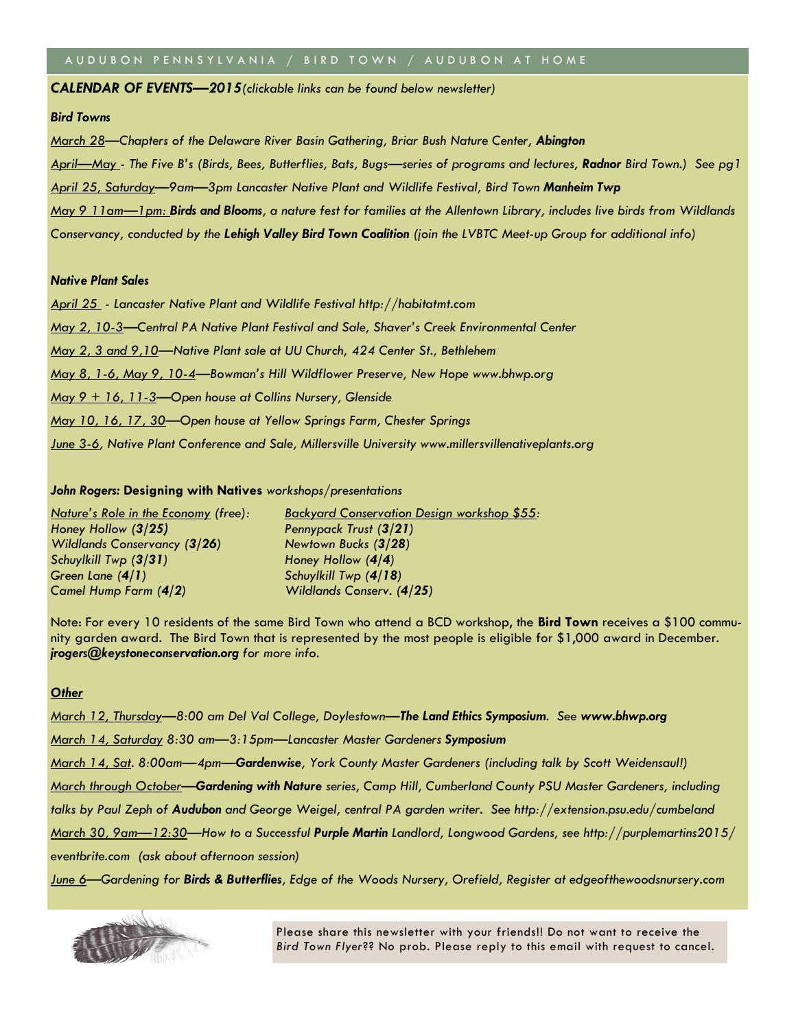AUDUBON PENNSYLVANIA / BIRD TOWN / AUDUBON AT HOME

***CALENDAR OF EVENTS—2015*** *(clickable links can be found below newsletter)*

***Bird Towns***

*March 28—Chapters of the Delaware River Basin Gathering, Briar Bush Nature Center, **Abington***

*April—May - The Five B's (Birds, Bees, Butterflies, Bats, Bugs—series of programs and lectures, **Radnor** Bird Town.) See pg1*

*April 25, Saturday—9am—3pm Lancaster Native Plant and Wildlife Festival, Bird Town **Manheim Twp***

*May 9 11am—1pm: **Birds and Blooms**, a nature fest for families at the Allentown Library, includes live birds from Wildlands Conservancy, conducted by the **Lehigh Valley Bird Town Coalition** (join the LVBTC Meet-up Group for additional info)*

***Native Plant Sales***

*April 25 - Lancaster Native Plant and Wildlife Festival http://habitatmt.com*

*May 2, 10-3—Central PA Native Plant Festival and Sale, Shaver's Creek Environmental Center*

*May 2, 3 and 9,10—Native Plant sale at UU Church, 424 Center St., Bethlehem*

*May 8, 1-6, May 9, 10-4—Bowman's Hill Wildflower Preserve, New Hope www.bhwp.org*

*May 9 + 16, 11-3—Open house at Collins Nursery, Glenside*

*May 10, 16, 17, 30—Open house at Yellow Springs Farm, Chester Springs*

*June 3-6, Native Plant Conference and Sale, Millersville University www.millersvillenativeplants.org*

***John Rogers:* Designing with Natives** *workshops/presentations*

*Nature's Role in the Economy (free):*
*Honey Hollow (**3/25**)*
*Wildlands Conservancy (**3/26**)*
*Schuylkill Twp (**3/31**)*
*Green Lane (**4/1**)*
*Camel Hump Farm (**4/2**)*

*Backyard Conservation Design workshop $55:*
*Pennypack Trust (**3/21**)*
*Newtown Bucks (**3/28**)*
*Honey Hollow (**4/4**)*
*Schuylkill Twp (**4/18**)*
*Wildlands Conserv. (**4/25**)*

Note: For every 10 residents of the same Bird Town who attend a BCD workshop, the **Bird Town** receives a $100 community garden award. The Bird Town that is represented by the most people is eligible for $1,000 award in December. ***jrogers@keystoneconservation.org*** *for more info.*

***Other***

*March 12, Thursday—8:00 am Del Val College, Doylestown—**The Land Ethics Symposium**. See **www.bhwp.org***

*March 14, Saturday 8:30 am—3:15pm—Lancaster Master Gardeners **Symposium***

*March 14, Sat. 8:00am—4pm—**Gardenwise**, York County Master Gardeners (including talk by Scott Weidensaul!)*

*March through October—**Gardening with Nature** series, Camp Hill, Cumberland County PSU Master Gardeners, including talks by Paul Zeph of **Audubon** and George Weigel, central PA garden writer. See http://extension.psu.edu/cumbeland*

*March 30, 9am—12:30—How to a Successful **Purple Martin** Landlord, Longwood Gardens, see http://purplemartins2015/eventbrite.com (ask about afternoon session)*

*June 6—Gardening for **Birds & Butterflies**, Edge of the Woods Nursery, Orefield, Register at edgeofthewoodsnursery.com*

Please share this newsletter with your friends!! Do not want to receive the *Bird Town Flyer*?? No prob. Please reply to this email with request to cancel.